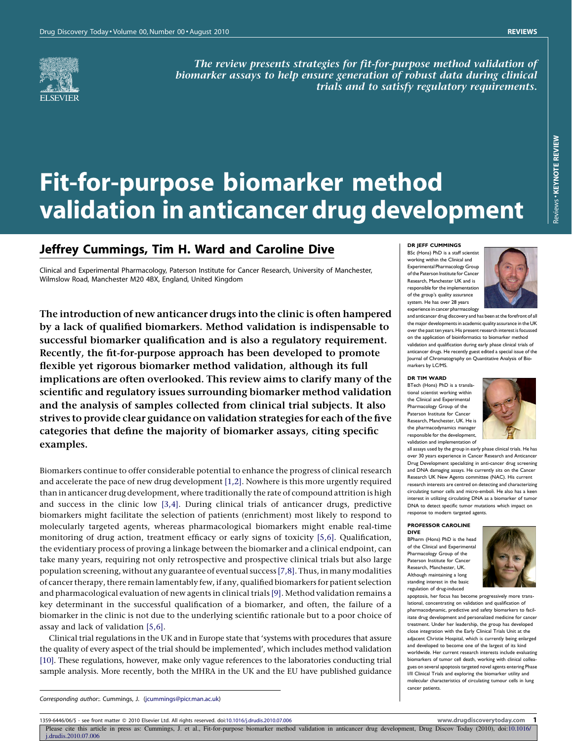*The review presents strategies for fit-for-purpose method validation of biomarker assays to help ensure generation of robust data during clinical trials and to satisfy regulatory requirements.*

# Fit-for-purpose biomarker method validation in anticancer drug development

## Jeffrey Cummings, Tim H. Ward and Caroline Dive

Clinical and Experimental Pharmacology, Paterson Institute for Cancer Research, University of Manchester, Wilmslow Road, Manchester M20 4BX, England, United Kingdom

**The introduction of new anticancer drugs into the clinic is often hampered by a lack of qualified biomarkers. Method validation is indispensable to successful biomarker qualification and is also a regulatory requirement. Recently, the fit-for-purpose approach has been developed to promote flexible yet rigorous biomarker method validation, although its full implications are often overlooked. This review aims to clarify many of the scientific and regulatory issues surrounding biomarker method validation and the analysis of samples collected from clinical trial subjects. It also strives to provide clear guidance on validation strategies for each of the five categories that define the majority of biomarker assays, citing specific examples.**

Biomarkers continue to offer considerable potential to enhance the progress of clinical research and accelerate the pace of new drug development [1,2]. Nowhere is this more urgently required than in anticancer drug development, where traditionally the rate of compound attrition is high and success in the clinic low [3,4]. During clinical trials of anticancer drugs, predictive biomarkers might facilitate the selection of patients (enrichment) most likely to respond to molecularly targeted agents, whereas pharmacological biomarkers might enable real-time monitoring of drug action, treatment efficacy or early signs of toxicity [5,6]. Qualification, the evidentiary process of proving a linkage between the biomarker and a clinical endpoint, can take many years, requiring not only retrospective and prospective clinical trials but also large population screening, without any guarantee of eventual success [7,8]. Thus, in many modalities of cancer therapy, there remain lamentably few, if any, qualified biomarkers for patient selection and pharmacological evaluation of new agents in clinical trials [9]. Method validation remains a key determinant in the successful qualification of a biomarker, and often, the failure of a biomarker in the clinic is not due to the underlying scientific rationale but to a poor choice of assay and lack of validation [5,6].

Clinical trial regulations in the UK and in Europe state that 'systems with procedures that assure the quality of every aspect of the trial should be implemented', which includes method validation [10]. These regulations, however, make only vague references to the laboratories conducting trial sample analysis. More recently, both the MHRA in the UK and the EU have published guidance

Corresponding author:. Cummings, J. (jcummings@picr.man.ac.uk)

**DR JEFF CUMMINGS**
BSc (Hons) PhD is a staff scientist working within the Clinical and Experimental Pharmacology Group of the Paterson Institute for Cancer Research, Manchester UK and is responsible for the implementation of the group's quality assurance system. He has over 28 years experience in cancer pharmacology and anticancer drug discovery and has been at the forefront of all the major developments in academic quality assurance in the UK over the past ten years. His present research interest is focussed on the application of bioinformatics to biomarker method validation and qualification during early phase clinical trials of anticancer drugs. He recently guest edited a special issue of the Journal of Chromatography on Quantitative Analysis of Biomarkers by LC/MS.

**DR TIM WARD**
BTech (Hons) PhD is a translational scientist working within the Clinical and Experimental Pharmacology Group of the Paterson Institute for Cancer Research, Manchester, UK. He is the pharmacodynamics manager responsible for the development, validation and implementation of all assays used by the group in early phase clinical trials. He has over 30 years experience in Cancer Research and Anticancer Drug Development specializing in anti-cancer drug screening and DNA damaging assays. He currently sits on the Cancer Research UK New Agents committee (NAC). His current research interests are centred on detecting and characterizing circulating tumor cells and micro-emboli. He also has a keen interest in utilizing circulating DNA as a biomarker of tumor DNA to detect specific tumor mutations which impact on response to modern targeted agents.

**PROFESSOR CAROLINE DIVE**
BPharm (Hons) PhD is the head of the Clinical and Experimental Pharmacology Group of the Paterson Institute for Cancer Research, Manchester, UK. Although maintaining a long standing interest in the basic regulation of drug-induced apoptosis, her focus has become progressively more translational, concentrating on validation and qualification of pharmacodynamic, predictive and safety biomarkers to facilitate drug development and personalized medicine for cancer treatment. Under her leadership, the group has developed close integration with the Early Clinical Trials Unit at the adjacent Christie Hospital, which is currently being enlarged and developed to become one of the largest of its kind worldwide. Her current research interests include evaluating biomarkers of tumor cell death, working with clinical colleagues on several apoptosis targeted novel agents entering Phase I/II Clinical Trials and exploring the biomarker utility and molecular characteristics of circulating tumour cells in lung cancer patients.

1359-6446/06/$ - see front matter © 2010 Elsevier Ltd. All rights reserved. doi:10.1016/j.drudis.2010.07.006

Please cite this article in press as: Cummings, J. et al., Fit-for-purpose biomarker method validation in anticancer drug development, Drug Discov Today (2010), doi:10.1016/j.drudis.2010.07.006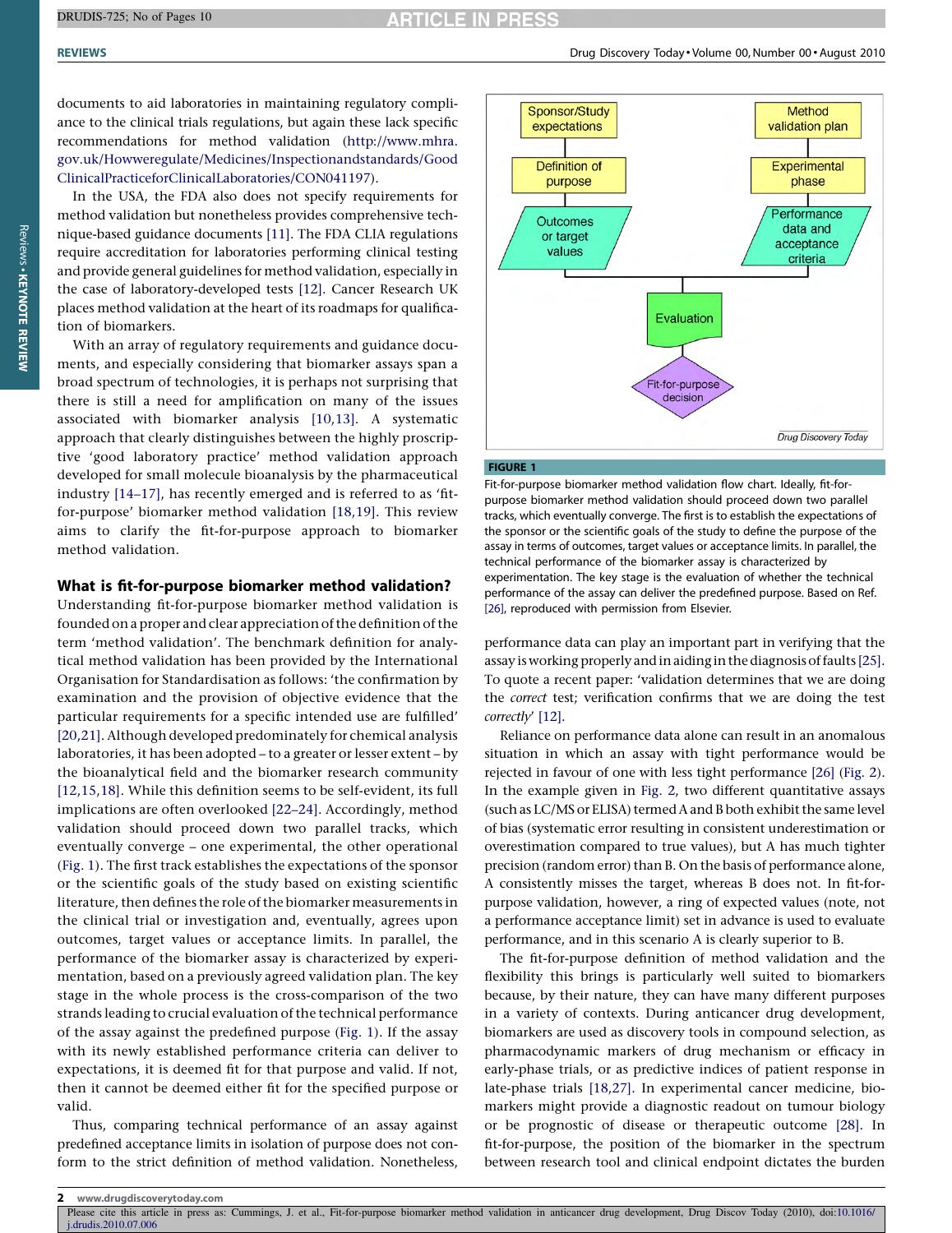documents to aid laboratories in maintaining regulatory compliance to the clinical trials regulations, but again these lack specific recommendations for method validation (http://www.mhra.gov.uk/Howweregulate/Medicines/Inspectionandstandards/GoodClinicalPracticeforClinicalLaboratories/CON041197).

In the USA, the FDA also does not specify requirements for method validation but nonetheless provides comprehensive technique-based guidance documents [11]. The FDA CLIA regulations require accreditation for laboratories performing clinical testing and provide general guidelines for method validation, especially in the case of laboratory-developed tests [12]. Cancer Research UK places method validation at the heart of its roadmaps for qualification of biomarkers.

With an array of regulatory requirements and guidance documents, and especially considering that biomarker assays span a broad spectrum of technologies, it is perhaps not surprising that there is still a need for amplification on many of the issues associated with biomarker analysis [10,13]. A systematic approach that clearly distinguishes between the highly proscriptive 'good laboratory practice' method validation approach developed for small molecule bioanalysis by the pharmaceutical industry [14–17], has recently emerged and is referred to as 'fit-for-purpose' biomarker method validation [18,19]. This review aims to clarify the fit-for-purpose approach to biomarker method validation.

## What is fit-for-purpose biomarker method validation?

Understanding fit-for-purpose biomarker method validation is founded on a proper and clear appreciation of the definition of the term 'method validation'. The benchmark definition for analytical method validation has been provided by the International Organisation for Standardisation as follows: 'the confirmation by examination and the provision of objective evidence that the particular requirements for a specific intended use are fulfilled' [20,21]. Although developed predominately for chemical analysis laboratories, it has been adopted – to a greater or lesser extent – by the bioanalytical field and the biomarker research community [12,15,18]. While this definition seems to be self-evident, its full implications are often overlooked [22–24]. Accordingly, method validation should proceed down two parallel tracks, which eventually converge – one experimental, the other operational (Fig. 1). The first track establishes the expectations of the sponsor or the scientific goals of the study based on existing scientific literature, then defines the role of the biomarker measurements in the clinical trial or investigation and, eventually, agrees upon outcomes, target values or acceptance limits. In parallel, the performance of the biomarker assay is characterized by experimentation, based on a previously agreed validation plan. The key stage in the whole process is the cross-comparison of the two strands leading to crucial evaluation of the technical performance of the assay against the predefined purpose (Fig. 1). If the assay with its newly established performance criteria can deliver to expectations, it is deemed fit for that purpose and valid. If not, then it cannot be deemed either fit for the specified purpose or valid.

Thus, comparing technical performance of an assay against predefined acceptance limits in isolation of purpose does not conform to the strict definition of method validation. Nonetheless,

**FIGURE 1**

Fit-for-purpose biomarker method validation flow chart. Ideally, fit-for-purpose biomarker method validation should proceed down two parallel tracks, which eventually converge. The first is to establish the expectations of the sponsor or the scientific goals of the study to define the purpose of the assay in terms of outcomes, target values or acceptance limits. In parallel, the technical performance of the biomarker assay is characterized by experimentation. The key stage is the evaluation of whether the technical performance of the assay can deliver the predefined purpose. Based on Ref. [26], reproduced with permission from Elsevier.

performance data can play an important part in verifying that the assay is working properly and in aiding in the diagnosis of faults [25]. To quote a recent paper: 'validation determines that we are doing the *correct* test; verification confirms that we are doing the test *correctly*' [12].

Reliance on performance data alone can result in an anomalous situation in which an assay with tight performance would be rejected in favour of one with less tight performance [26] (Fig. 2). In the example given in Fig. 2, two different quantitative assays (such as LC/MS or ELISA) termed A and B both exhibit the same level of bias (systematic error resulting in consistent underestimation or overestimation compared to true values), but A has much tighter precision (random error) than B. On the basis of performance alone, A consistently misses the target, whereas B does not. In fit-for-purpose validation, however, a ring of expected values (note, not a performance acceptance limit) set in advance is used to evaluate performance, and in this scenario A is clearly superior to B.

The fit-for-purpose definition of method validation and the flexibility this brings is particularly well suited to biomarkers because, by their nature, they can have many different purposes in a variety of contexts. During anticancer drug development, biomarkers are used as discovery tools in compound selection, as pharmacodynamic markers of drug mechanism or efficacy in early-phase trials, or as predictive indices of patient response in late-phase trials [18,27]. In experimental cancer medicine, biomarkers might provide a diagnostic readout on tumour biology or be prognostic of disease or therapeutic outcome [28]. In fit-for-purpose, the position of the biomarker in the spectrum between research tool and clinical endpoint dictates the burden

Please cite this article in press as: Cummings, J. et al., Fit-for-purpose biomarker method validation in anticancer drug development, Drug Discov Today (2010), doi:10.1016/j.drudis.2010.07.006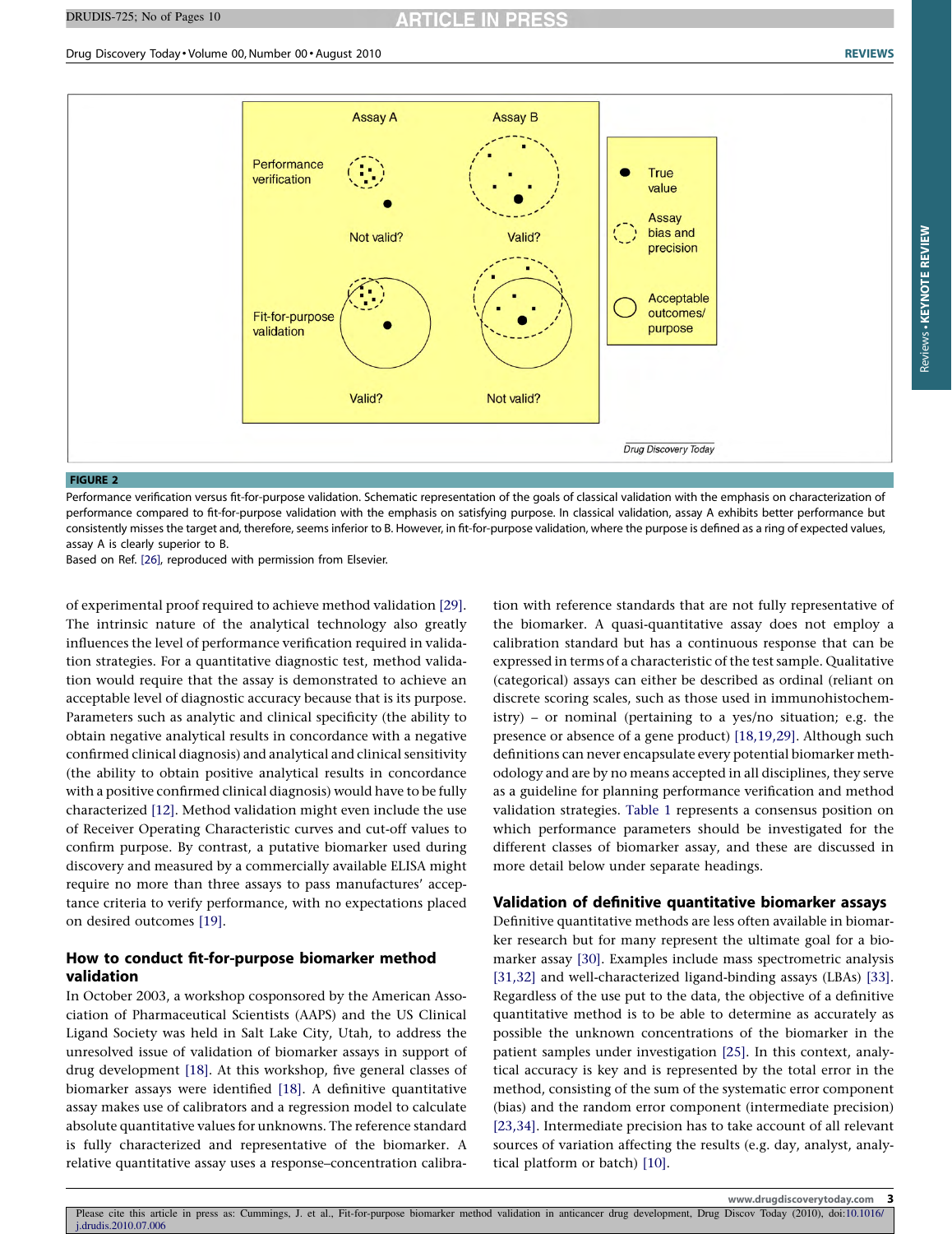Assay A

Assay B

Performance verification

Not valid?

Valid?

Fit-for-purpose validation

Valid?

Not valid?

True value

Assay bias and precision

Acceptable outcomes/ purpose

**FIGURE 2**

Performance verification versus fit-for-purpose validation. Schematic representation of the goals of classical validation with the emphasis on characterization of performance compared to fit-for-purpose validation with the emphasis on satisfying purpose. In classical validation, assay A exhibits better performance but consistently misses the target and, therefore, seems inferior to B. However, in fit-for-purpose validation, where the purpose is defined as a ring of expected values, assay A is clearly superior to B.
Based on Ref. [26], reproduced with permission from Elsevier.

of experimental proof required to achieve method validation [29]. The intrinsic nature of the analytical technology also greatly influences the level of performance verification required in validation strategies. For a quantitative diagnostic test, method validation would require that the assay is demonstrated to achieve an acceptable level of diagnostic accuracy because that is its purpose. Parameters such as analytic and clinical specificity (the ability to obtain negative analytical results in concordance with a negative confirmed clinical diagnosis) and analytical and clinical sensitivity (the ability to obtain positive analytical results in concordance with a positive confirmed clinical diagnosis) would have to be fully characterized [12]. Method validation might even include the use of Receiver Operating Characteristic curves and cut-off values to confirm purpose. By contrast, a putative biomarker used during discovery and measured by a commercially available ELISA might require no more than three assays to pass manufactures' acceptance criteria to verify performance, with no expectations placed on desired outcomes [19].

## How to conduct fit-for-purpose biomarker method validation

In October 2003, a workshop cosponsored by the American Association of Pharmaceutical Scientists (AAPS) and the US Clinical Ligand Society was held in Salt Lake City, Utah, to address the unresolved issue of validation of biomarker assays in support of drug development [18]. At this workshop, five general classes of biomarker assays were identified [18]. A definitive quantitative assay makes use of calibrators and a regression model to calculate absolute quantitative values for unknowns. The reference standard is fully characterized and representative of the biomarker. A relative quantitative assay uses a response–concentration calibration with reference standards that are not fully representative of the biomarker. A quasi-quantitative assay does not employ a calibration standard but has a continuous response that can be expressed in terms of a characteristic of the test sample. Qualitative (categorical) assays can either be described as ordinal (reliant on discrete scoring scales, such as those used in immunohistochemistry) – or nominal (pertaining to a yes/no situation; e.g. the presence or absence of a gene product) [18,19,29]. Although such definitions can never encapsulate every potential biomarker methodology and are by no means accepted in all disciplines, they serve as a guideline for planning performance verification and method validation strategies. Table 1 represents a consensus position on which performance parameters should be investigated for the different classes of biomarker assay, and these are discussed in more detail below under separate headings.

## Validation of definitive quantitative biomarker assays

Definitive quantitative methods are less often available in biomarker research but for many represent the ultimate goal for a biomarker assay [30]. Examples include mass spectrometric analysis [31,32] and well-characterized ligand-binding assays (LBAs) [33]. Regardless of the use put to the data, the objective of a definitive quantitative method is to be able to determine as accurately as possible the unknown concentrations of the biomarker in the patient samples under investigation [25]. In this context, analytical accuracy is key and is represented by the total error in the method, consisting of the sum of the systematic error component (bias) and the random error component (intermediate precision) [23,34]. Intermediate precision has to take account of all relevant sources of variation affecting the results (e.g. day, analyst, analytical platform or batch) [10].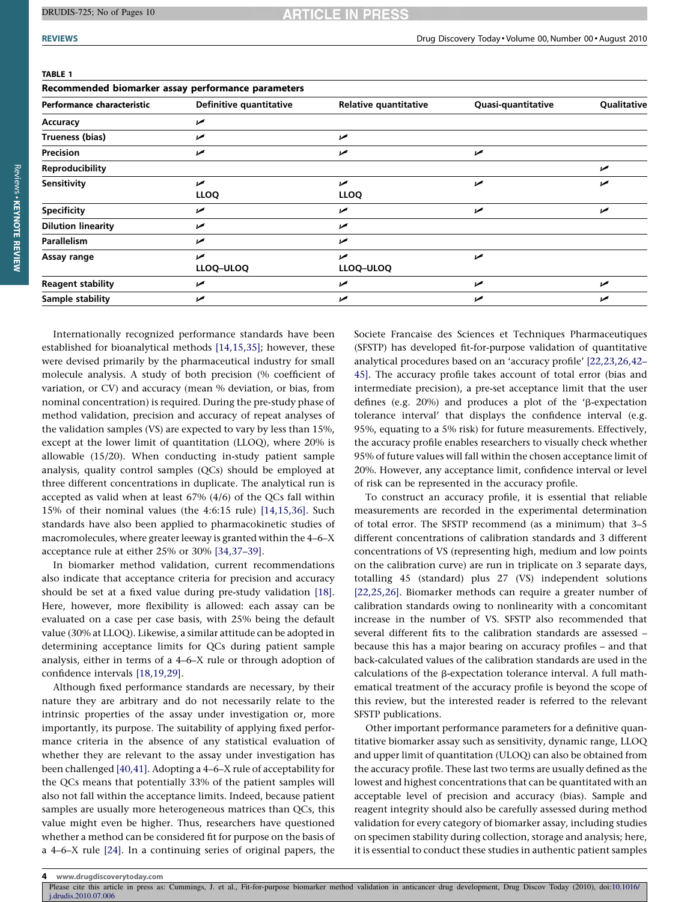**TABLE 1**

**Recommended biomarker assay performance parameters**

| Performance characteristic | Definitive quantitative | Relative quantitative | Quasi-quantitative | Qualitative |
|---|---|---|---|---|
| **Accuracy** | ✓ | | | |
| **Trueness (bias)** | ✓ | ✓ | | |
| **Precision** | ✓ | ✓ | ✓ | |
| **Reproducibility** | | | | ✓ |
| **Sensitivity** | ✓ LLOQ | ✓ LLOQ | ✓ | ✓ |
| **Specificity** | ✓ | ✓ | ✓ | ✓ |
| **Dilution linearity** | ✓ | ✓ | | |
| **Parallelism** | ✓ | ✓ | | |
| **Assay range** | ✓ LLOQ–ULOQ | ✓ LLOQ–ULOQ | ✓ | |
| **Reagent stability** | ✓ | ✓ | ✓ | ✓ |
| **Sample stability** | ✓ | ✓ | ✓ | ✓ |

Internationally recognized performance standards have been established for bioanalytical methods [14,15,35]; however, these were devised primarily by the pharmaceutical industry for small molecule analysis. A study of both precision (% coefficient of variation, or CV) and accuracy (mean % deviation, or bias, from nominal concentration) is required. During the pre-study phase of method validation, precision and accuracy of repeat analyses of the validation samples (VS) are expected to vary by less than 15%, except at the lower limit of quantitation (LLOQ), where 20% is allowable (15/20). When conducting in-study patient sample analysis, quality control samples (QCs) should be employed at three different concentrations in duplicate. The analytical run is accepted as valid when at least 67% (4/6) of the QCs fall within 15% of their nominal values (the 4:6:15 rule) [14,15,36]. Such standards have also been applied to pharmacokinetic studies of macromolecules, where greater leeway is granted within the 4–6–X acceptance rule at either 25% or 30% [34,37–39].

In biomarker method validation, current recommendations also indicate that acceptance criteria for precision and accuracy should be set at a fixed value during pre-study validation [18]. Here, however, more flexibility is allowed: each assay can be evaluated on a case per case basis, with 25% being the default value (30% at LLOQ). Likewise, a similar attitude can be adopted in determining acceptance limits for QCs during patient sample analysis, either in terms of a 4–6–X rule or through adoption of confidence intervals [18,19,29].

Although fixed performance standards are necessary, by their nature they are arbitrary and do not necessarily relate to the intrinsic properties of the assay under investigation or, more importantly, its purpose. The suitability of applying fixed performance criteria in the absence of any statistical evaluation of whether they are relevant to the assay under investigation has been challenged [40,41]. Adopting a 4–6–X rule of acceptability for the QCs means that potentially 33% of the patient samples will also not fall within the acceptance limits. Indeed, because patient samples are usually more heterogeneous matrices than QCs, this value might even be higher. Thus, researchers have questioned whether a method can be considered fit for purpose on the basis of a 4–6–X rule [24]. In a continuing series of original papers, the Societe Francaise des Sciences et Techniques Pharmaceutiques (SFSTP) has developed fit-for-purpose validation of quantitative analytical procedures based on an 'accuracy profile' [22,23,26,42–45]. The accuracy profile takes account of total error (bias and intermediate precision), a pre-set acceptance limit that the user defines (e.g. 20%) and produces a plot of the 'β-expectation tolerance interval' that displays the confidence interval (e.g. 95%, equating to a 5% risk) for future measurements. Effectively, the accuracy profile enables researchers to visually check whether 95% of future values will fall within the chosen acceptance limit of 20%. However, any acceptance limit, confidence interval or level of risk can be represented in the accuracy profile.

To construct an accuracy profile, it is essential that reliable measurements are recorded in the experimental determination of total error. The SFSTP recommend (as a minimum) that 3–5 different concentrations of calibration standards and 3 different concentrations of VS (representing high, medium and low points on the calibration curve) are run in triplicate on 3 separate days, totalling 45 (standard) plus 27 (VS) independent solutions [22,25,26]. Biomarker methods can require a greater number of calibration standards owing to nonlinearity with a concomitant increase in the number of VS. SFSTP also recommended that several different fits to the calibration standards are assessed – because this has a major bearing on accuracy profiles – and that back-calculated values of the calibration standards are used in the calculations of the β-expectation tolerance interval. A full mathematical treatment of the accuracy profile is beyond the scope of this review, but the interested reader is referred to the relevant SFSTP publications.

Other important performance parameters for a definitive quantitative biomarker assay such as sensitivity, dynamic range, LLOQ and upper limit of quantitation (ULOQ) can also be obtained from the accuracy profile. These last two terms are usually defined as the lowest and highest concentrations that can be quantitated with an acceptable level of precision and accuracy (bias). Sample and reagent integrity should also be carefully assessed during method validation for every category of biomarker assay, including studies on specimen stability during collection, storage and analysis; here, it is essential to conduct these studies in authentic patient samples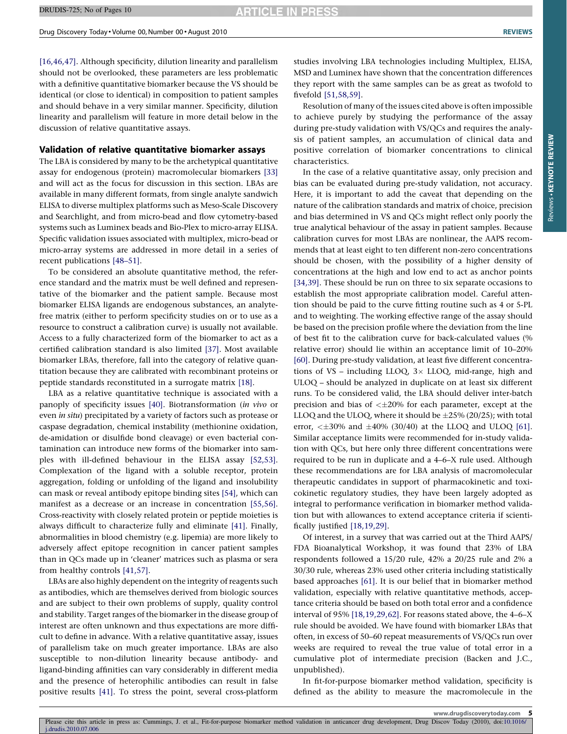[16,46,47]. Although specificity, dilution linearity and parallelism should not be overlooked, these parameters are less problematic with a definitive quantitative biomarker because the VS should be identical (or close to identical) in composition to patient samples and should behave in a very similar manner. Specificity, dilution linearity and parallelism will feature in more detail below in the discussion of relative quantitative assays.

### Validation of relative quantitative biomarker assays

The LBA is considered by many to be the archetypical quantitative assay for endogenous (protein) macromolecular biomarkers [33] and will act as the focus for discussion in this section. LBAs are available in many different formats, from single analyte sandwich ELISA to diverse multiplex platforms such as Meso-Scale Discovery and Searchlight, and from micro-bead and flow cytometry-based systems such as Luminex beads and Bio-Plex to micro-array ELISA. Specific validation issues associated with multiplex, micro-bead or micro-array systems are addressed in more detail in a series of recent publications [48–51].

To be considered an absolute quantitative method, the reference standard and the matrix must be well defined and representative of the biomarker and the patient sample. Because most biomarker ELISA ligands are endogenous substances, an analyte-free matrix (either to perform specificity studies on or to use as a resource to construct a calibration curve) is usually not available. Access to a fully characterized form of the biomarker to act as a certified calibration standard is also limited [37]. Most available biomarker LBAs, therefore, fall into the category of relative quantitation because they are calibrated with recombinant proteins or peptide standards reconstituted in a surrogate matrix [18].

LBA as a relative quantitative technique is associated with a panoply of specificity issues [40]. Biotransformation (*in vivo* or even *in situ*) precipitated by a variety of factors such as protease or caspase degradation, chemical instability (methionine oxidation, de-amidation or disulfide bond cleavage) or even bacterial contamination can introduce new forms of the biomarker into samples with ill-defined behaviour in the ELISA assay [52,53]. Complexation of the ligand with a soluble receptor, protein aggregation, folding or unfolding of the ligand and insolubility can mask or reveal antibody epitope binding sites [54], which can manifest as a decrease or an increase in concentration [55,56]. Cross-reactivity with closely related protein or peptide moieties is always difficult to characterize fully and eliminate [41]. Finally, abnormalities in blood chemistry (e.g. lipemia) are more likely to adversely affect epitope recognition in cancer patient samples than in QCs made up in 'cleaner' matrices such as plasma or sera from healthy controls [41,57].

LBAs are also highly dependent on the integrity of reagents such as antibodies, which are themselves derived from biologic sources and are subject to their own problems of supply, quality control and stability. Target ranges of the biomarker in the disease group of interest are often unknown and thus expectations are more difficult to define in advance. With a relative quantitative assay, issues of parallelism take on much greater importance. LBAs are also susceptible to non-dilution linearity because antibody- and ligand-binding affinities can vary considerably in different media and the presence of heterophilic antibodies can result in false positive results [41]. To stress the point, several cross-platform studies involving LBA technologies including Multiplex, ELISA, MSD and Luminex have shown that the concentration differences they report with the same samples can be as great as twofold to fivefold [51,58,59].

Resolution of many of the issues cited above is often impossible to achieve purely by studying the performance of the assay during pre-study validation with VS/QCs and requires the analysis of patient samples, an accumulation of clinical data and positive correlation of biomarker concentrations to clinical characteristics.

In the case of a relative quantitative assay, only precision and bias can be evaluated during pre-study validation, not accuracy. Here, it is important to add the caveat that depending on the nature of the calibration standards and matrix of choice, precision and bias determined in VS and QCs might reflect only poorly the true analytical behaviour of the assay in patient samples. Because calibration curves for most LBAs are nonlinear, the AAPS recommends that at least eight to ten different non-zero concentrations should be chosen, with the possibility of a higher density of concentrations at the high and low end to act as anchor points [34,39]. These should be run on three to six separate occasions to establish the most appropriate calibration model. Careful attention should be paid to the curve fitting routine such as 4 or 5-PL and to weighting. The working effective range of the assay should be based on the precision profile where the deviation from the line of best fit to the calibration curve for back-calculated values (% relative error) should lie within an acceptance limit of 10–20% [60]. During pre-study validation, at least five different concentrations of VS – including LLOQ, 3× LLOQ, mid-range, high and ULOQ – should be analyzed in duplicate on at least six different runs. To be considered valid, the LBA should deliver inter-batch precision and bias of <±20% for each parameter, except at the LLOQ and the ULOQ, where it should be ±25% (20/25); with total error, <±30% and ±40% (30/40) at the LLOQ and ULOQ [61]. Similar acceptance limits were recommended for in-study validation with QCs, but here only three different concentrations were required to be run in duplicate and a 4–6–X rule used. Although these recommendations are for LBA analysis of macromolecular therapeutic candidates in support of pharmacokinetic and toxicokinetic regulatory studies, they have been largely adopted as integral to performance verification in biomarker method validation but with allowances to extend acceptance criteria if scientifically justified [18,19,29].

Of interest, in a survey that was carried out at the Third AAPS/FDA Bioanalytical Workshop, it was found that 23% of LBA respondents followed a 15/20 rule, 42% a 20/25 rule and 2% a 30/30 rule, whereas 23% used other criteria including statistically based approaches [61]. It is our belief that in biomarker method validation, especially with relative quantitative methods, acceptance criteria should be based on both total error and a confidence interval of 95% [18,19,29,62]. For reasons stated above, the 4–6–X rule should be avoided. We have found with biomarker LBAs that often, in excess of 50–60 repeat measurements of VS/QCs run over weeks are required to reveal the true value of total error in a cumulative plot of intermediate precision (Backen and J.C., unpublished).

In fit-for-purpose biomarker method validation, specificity is defined as the ability to measure the macromolecule in the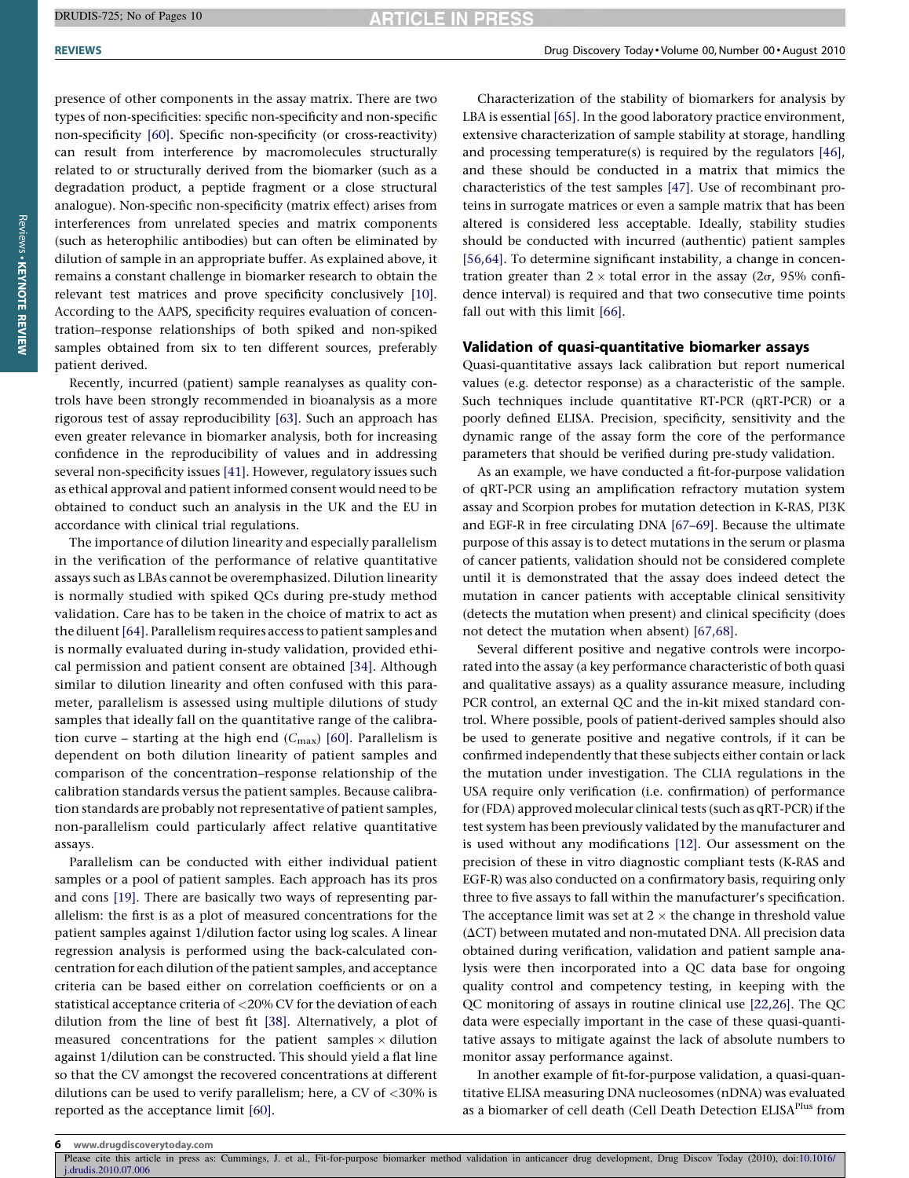presence of other components in the assay matrix. There are two types of non-specificities: specific non-specificity and non-specific non-specificity [60]. Specific non-specificity (or cross-reactivity) can result from interference by macromolecules structurally related to or structurally derived from the biomarker (such as a degradation product, a peptide fragment or a close structural analogue). Non-specific non-specificity (matrix effect) arises from interferences from unrelated species and matrix components (such as heterophilic antibodies) but can often be eliminated by dilution of sample in an appropriate buffer. As explained above, it remains a constant challenge in biomarker research to obtain the relevant test matrices and prove specificity conclusively [10]. According to the AAPS, specificity requires evaluation of concentration–response relationships of both spiked and non-spiked samples obtained from six to ten different sources, preferably patient derived.

Recently, incurred (patient) sample reanalyses as quality controls have been strongly recommended in bioanalysis as a more rigorous test of assay reproducibility [63]. Such an approach has even greater relevance in biomarker analysis, both for increasing confidence in the reproducibility of values and in addressing several non-specificity issues [41]. However, regulatory issues such as ethical approval and patient informed consent would need to be obtained to conduct such an analysis in the UK and the EU in accordance with clinical trial regulations.

The importance of dilution linearity and especially parallelism in the verification of the performance of relative quantitative assays such as LBAs cannot be overemphasized. Dilution linearity is normally studied with spiked QCs during pre-study method validation. Care has to be taken in the choice of matrix to act as the diluent [64]. Parallelism requires access to patient samples and is normally evaluated during in-study validation, provided ethical permission and patient consent are obtained [34]. Although similar to dilution linearity and often confused with this parameter, parallelism is assessed using multiple dilutions of study samples that ideally fall on the quantitative range of the calibration curve – starting at the high end ($C_{max}$) [60]. Parallelism is dependent on both dilution linearity of patient samples and comparison of the concentration–response relationship of the calibration standards versus the patient samples. Because calibration standards are probably not representative of patient samples, non-parallelism could particularly affect relative quantitative assays.

Parallelism can be conducted with either individual patient samples or a pool of patient samples. Each approach has its pros and cons [19]. There are basically two ways of representing parallelism: the first is as a plot of measured concentrations for the patient samples against 1/dilution factor using log scales. A linear regression analysis is performed using the back-calculated concentration for each dilution of the patient samples, and acceptance criteria can be based either on correlation coefficients or on a statistical acceptance criteria of <20% CV for the deviation of each dilution from the line of best fit [38]. Alternatively, a plot of measured concentrations for the patient samples × dilution against 1/dilution can be constructed. This should yield a flat line so that the CV amongst the recovered concentrations at different dilutions can be used to verify parallelism; here, a CV of <30% is reported as the acceptance limit [60].

Characterization of the stability of biomarkers for analysis by LBA is essential [65]. In the good laboratory practice environment, extensive characterization of sample stability at storage, handling and processing temperature(s) is required by the regulators [46], and these should be conducted in a matrix that mimics the characteristics of the test samples [47]. Use of recombinant proteins in surrogate matrices or even a sample matrix that has been altered is considered less acceptable. Ideally, stability studies should be conducted with incurred (authentic) patient samples [56,64]. To determine significant instability, a change in concentration greater than 2 × total error in the assay ($2\sigma$, 95% confidence interval) is required and that two consecutive time points fall out with this limit [66].

## Validation of quasi-quantitative biomarker assays

Quasi-quantitative assays lack calibration but report numerical values (e.g. detector response) as a characteristic of the sample. Such techniques include quantitative RT-PCR (qRT-PCR) or a poorly defined ELISA. Precision, specificity, sensitivity and the dynamic range of the assay form the core of the performance parameters that should be verified during pre-study validation.

As an example, we have conducted a fit-for-purpose validation of qRT-PCR using an amplification refractory mutation system assay and Scorpion probes for mutation detection in K-RAS, PI3K and EGF-R in free circulating DNA [67–69]. Because the ultimate purpose of this assay is to detect mutations in the serum or plasma of cancer patients, validation should not be considered complete until it is demonstrated that the assay does indeed detect the mutation in cancer patients with acceptable clinical sensitivity (detects the mutation when present) and clinical specificity (does not detect the mutation when absent) [67,68].

Several different positive and negative controls were incorporated into the assay (a key performance characteristic of both quasi and qualitative assays) as a quality assurance measure, including PCR control, an external QC and the in-kit mixed standard control. Where possible, pools of patient-derived samples should also be used to generate positive and negative controls, if it can be confirmed independently that these subjects either contain or lack the mutation under investigation. The CLIA regulations in the USA require only verification (i.e. confirmation) of performance for (FDA) approved molecular clinical tests (such as qRT-PCR) if the test system has been previously validated by the manufacturer and is used without any modifications [12]. Our assessment on the precision of these in vitro diagnostic compliant tests (K-RAS and EGF-R) was also conducted on a confirmatory basis, requiring only three to five assays to fall within the manufacturer's specification. The acceptance limit was set at 2 × the change in threshold value ($\Delta$CT) between mutated and non-mutated DNA. All precision data obtained during verification, validation and patient sample analysis were then incorporated into a QC data base for ongoing quality control and competency testing, in keeping with the QC monitoring of assays in routine clinical use [22,26]. The QC data were especially important in the case of these quasi-quantitative assays to mitigate against the lack of absolute numbers to monitor assay performance against.

In another example of fit-for-purpose validation, a quasi-quantitative ELISA measuring DNA nucleosomes (nDNA) was evaluated as a biomarker of cell death (Cell Death Detection ELISA[Plus] from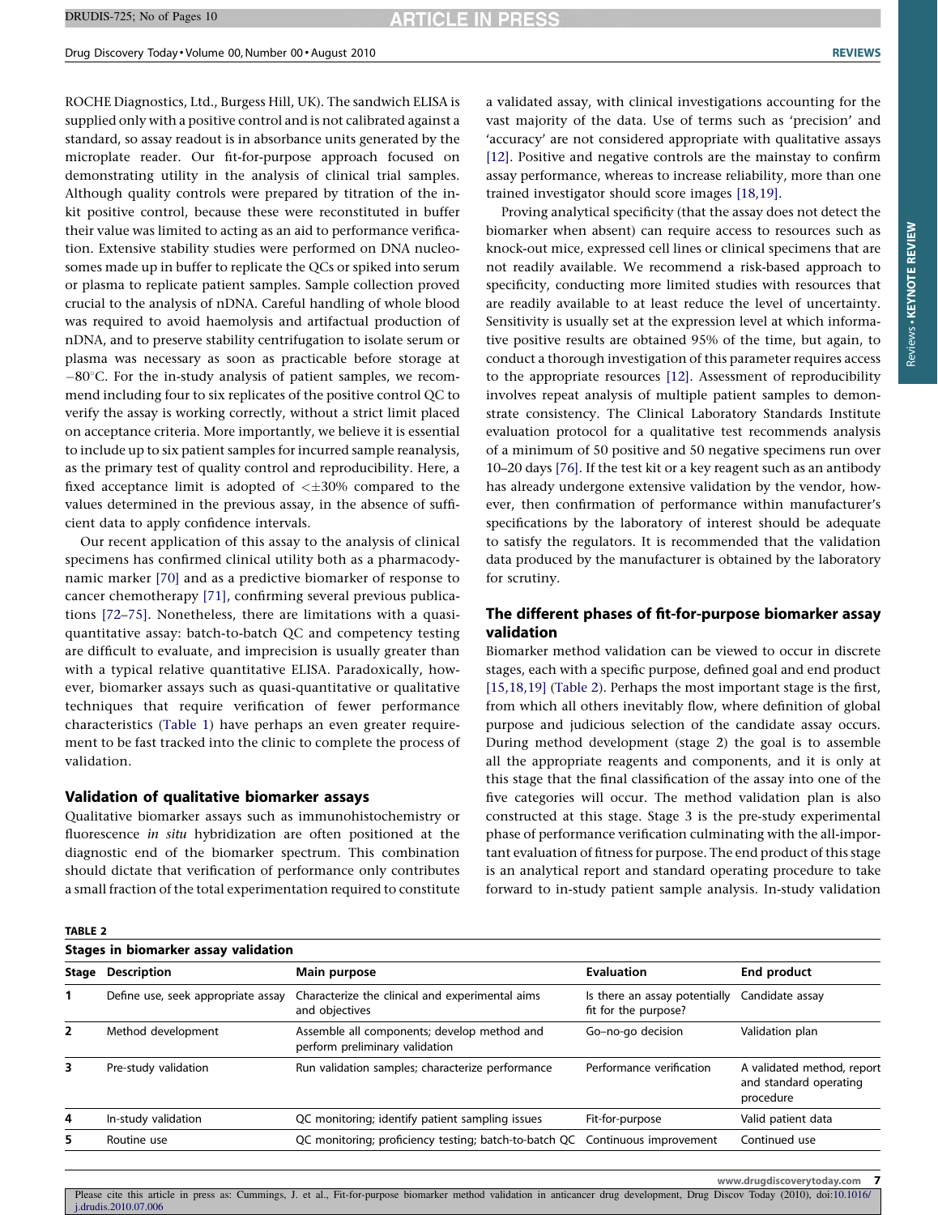ROCHE Diagnostics, Ltd., Burgess Hill, UK). The sandwich ELISA is supplied only with a positive control and is not calibrated against a standard, so assay readout is in absorbance units generated by the microplate reader. Our fit-for-purpose approach focused on demonstrating utility in the analysis of clinical trial samples. Although quality controls were prepared by titration of the in-kit positive control, because these were reconstituted in buffer their value was limited to acting as an aid to performance verification. Extensive stability studies were performed on DNA nucleosomes made up in buffer to replicate the QCs or spiked into serum or plasma to replicate patient samples. Sample collection proved crucial to the analysis of nDNA. Careful handling of whole blood was required to avoid haemolysis and artifactual production of nDNA, and to preserve stability centrifugation to isolate serum or plasma was necessary as soon as practicable before storage at $-80^{\circ}$C. For the in-study analysis of patient samples, we recommend including four to six replicates of the positive control QC to verify the assay is working correctly, without a strict limit placed on acceptance criteria. More importantly, we believe it is essential to include up to six patient samples for incurred sample reanalysis, as the primary test of quality control and reproducibility. Here, a fixed acceptance limit is adopted of $<\pm30\%$ compared to the values determined in the previous assay, in the absence of sufficient data to apply confidence intervals.

Our recent application of this assay to the analysis of clinical specimens has confirmed clinical utility both as a pharmacodynamic marker [70] and as a predictive biomarker of response to cancer chemotherapy [71], confirming several previous publications [72–75]. Nonetheless, there are limitations with a quasi-quantitative assay: batch-to-batch QC and competency testing are difficult to evaluate, and imprecision is usually greater than with a typical relative quantitative ELISA. Paradoxically, however, biomarker assays such as quasi-quantitative or qualitative techniques that require verification of fewer performance characteristics (Table 1) have perhaps an even greater requirement to be fast tracked into the clinic to complete the process of validation.

## Validation of qualitative biomarker assays

Qualitative biomarker assays such as immunohistochemistry or fluorescence *in situ* hybridization are often positioned at the diagnostic end of the biomarker spectrum. This combination should dictate that verification of performance only contributes a small fraction of the total experimentation required to constitute a validated assay, with clinical investigations accounting for the vast majority of the data. Use of terms such as 'precision' and 'accuracy' are not considered appropriate with qualitative assays [12]. Positive and negative controls are the mainstay to confirm assay performance, whereas to increase reliability, more than one trained investigator should score images [18,19].

Proving analytical specificity (that the assay does not detect the biomarker when absent) can require access to resources such as knock-out mice, expressed cell lines or clinical specimens that are not readily available. We recommend a risk-based approach to specificity, conducting more limited studies with resources that are readily available to at least reduce the level of uncertainty. Sensitivity is usually set at the expression level at which informative positive results are obtained 95% of the time, but again, to conduct a thorough investigation of this parameter requires access to the appropriate resources [12]. Assessment of reproducibility involves repeat analysis of multiple patient samples to demonstrate consistency. The Clinical Laboratory Standards Institute evaluation protocol for a qualitative test recommends analysis of a minimum of 50 positive and 50 negative specimens run over 10–20 days [76]. If the test kit or a key reagent such as an antibody has already undergone extensive validation by the vendor, however, then confirmation of performance within manufacturer's specifications by the laboratory of interest should be adequate to satisfy the regulators. It is recommended that the validation data produced by the manufacturer is obtained by the laboratory for scrutiny.

## The different phases of fit-for-purpose biomarker assay validation

Biomarker method validation can be viewed to occur in discrete stages, each with a specific purpose, defined goal and end product [15,18,19] (Table 2). Perhaps the most important stage is the first, from which all others inevitably flow, where definition of global purpose and judicious selection of the candidate assay occurs. During method development (stage 2) the goal is to assemble all the appropriate reagents and components, and it is only at this stage that the final classification of the assay into one of the five categories will occur. The method validation plan is also constructed at this stage. Stage 3 is the pre-study experimental phase of performance verification culminating with the all-important evaluation of fitness for purpose. The end product of this stage is an analytical report and standard operating procedure to take forward to in-study patient sample analysis. In-study validation

**TABLE 2**

**Stages in biomarker assay validation**

| Stage | Description | Main purpose | Evaluation | End product |
|---|---|---|---|---|
| 1 | Define use, seek appropriate assay | Characterize the clinical and experimental aims and objectives | Is there an assay potentially fit for the purpose? | Candidate assay |
| 2 | Method development | Assemble all components; develop method and perform preliminary validation | Go–no-go decision | Validation plan |
| 3 | Pre-study validation | Run validation samples; characterize performance | Performance verification | A validated method, report and standard operating procedure |
| 4 | In-study validation | QC monitoring; identify patient sampling issues | Fit-for-purpose | Valid patient data |
| 5 | Routine use | QC monitoring; proficiency testing; batch-to-batch QC | Continuous improvement | Continued use |

Please cite this article in press as: Cummings, J. et al., Fit-for-purpose biomarker method validation in anticancer drug development, Drug Discov Today (2010), doi:10.1016/j.drudis.2010.07.006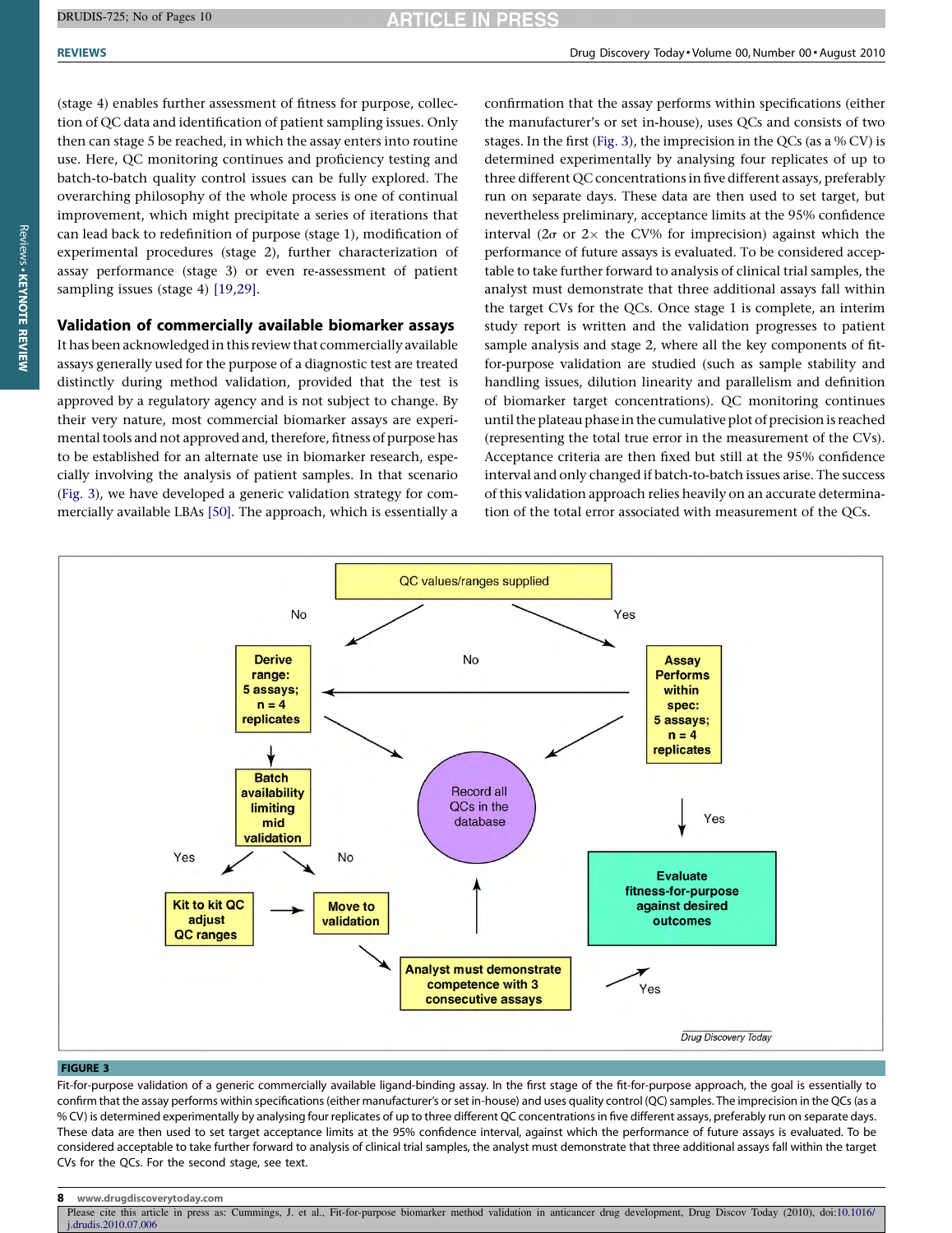(stage 4) enables further assessment of fitness for purpose, collection of QC data and identification of patient sampling issues. Only then can stage 5 be reached, in which the assay enters into routine use. Here, QC monitoring continues and proficiency testing and batch-to-batch quality control issues can be fully explored. The overarching philosophy of the whole process is one of continual improvement, which might precipitate a series of iterations that can lead back to redefinition of purpose (stage 1), modification of experimental procedures (stage 2), further characterization of assay performance (stage 3) or even re-assessment of patient sampling issues (stage 4) [19,29].

## Validation of commercially available biomarker assays

It has been acknowledged in this review that commercially available assays generally used for the purpose of a diagnostic test are treated distinctly during method validation, provided that the test is approved by a regulatory agency and is not subject to change. By their very nature, most commercial biomarker assays are experimental tools and not approved and, therefore, fitness of purpose has to be established for an alternate use in biomarker research, especially involving the analysis of patient samples. In that scenario (Fig. 3), we have developed a generic validation strategy for commercially available LBAs [50]. The approach, which is essentially a confirmation that the assay performs within specifications (either the manufacturer's or set in-house), uses QCs and consists of two stages. In the first (Fig. 3), the imprecision in the QCs (as a % CV) is determined experimentally by analysing four replicates of up to three different QC concentrations in five different assays, preferably run on separate days. These data are then used to set target, but nevertheless preliminary, acceptance limits at the 95% confidence interval ($2\sigma$ or $2\times$ the CV% for imprecision) against which the performance of future assays is evaluated. To be considered acceptable to take further forward to analysis of clinical trial samples, the analyst must demonstrate that three additional assays fall within the target CVs for the QCs. Once stage 1 is complete, an interim study report is written and the validation progresses to patient sample analysis and stage 2, where all the key components of fit-for-purpose validation are studied (such as sample stability and handling issues, dilution linearity and parallelism and definition of biomarker target concentrations). QC monitoring continues until the plateau phase in the cumulative plot of precision is reached (representing the total true error in the measurement of the CVs). Acceptance criteria are then fixed but still at the 95% confidence interval and only changed if batch-to-batch issues arise. The success of this validation approach relies heavily on an accurate determination of the total error associated with measurement of the QCs.

**FIGURE 3**

Fit-for-purpose validation of a generic commercially available ligand-binding assay. In the first stage of the fit-for-purpose approach, the goal is essentially to confirm that the assay performs within specifications (either manufacturer's or set in-house) and uses quality control (QC) samples. The imprecision in the QCs (as a % CV) is determined experimentally by analysing four replicates of up to three different QC concentrations in five different assays, preferably run on separate days. These data are then used to set target acceptance limits at the 95% confidence interval, against which the performance of future assays is evaluated. To be considered acceptable to take further forward to analysis of clinical trial samples, the analyst must demonstrate that three additional assays fall within the target CVs for the QCs. For the second stage, see text.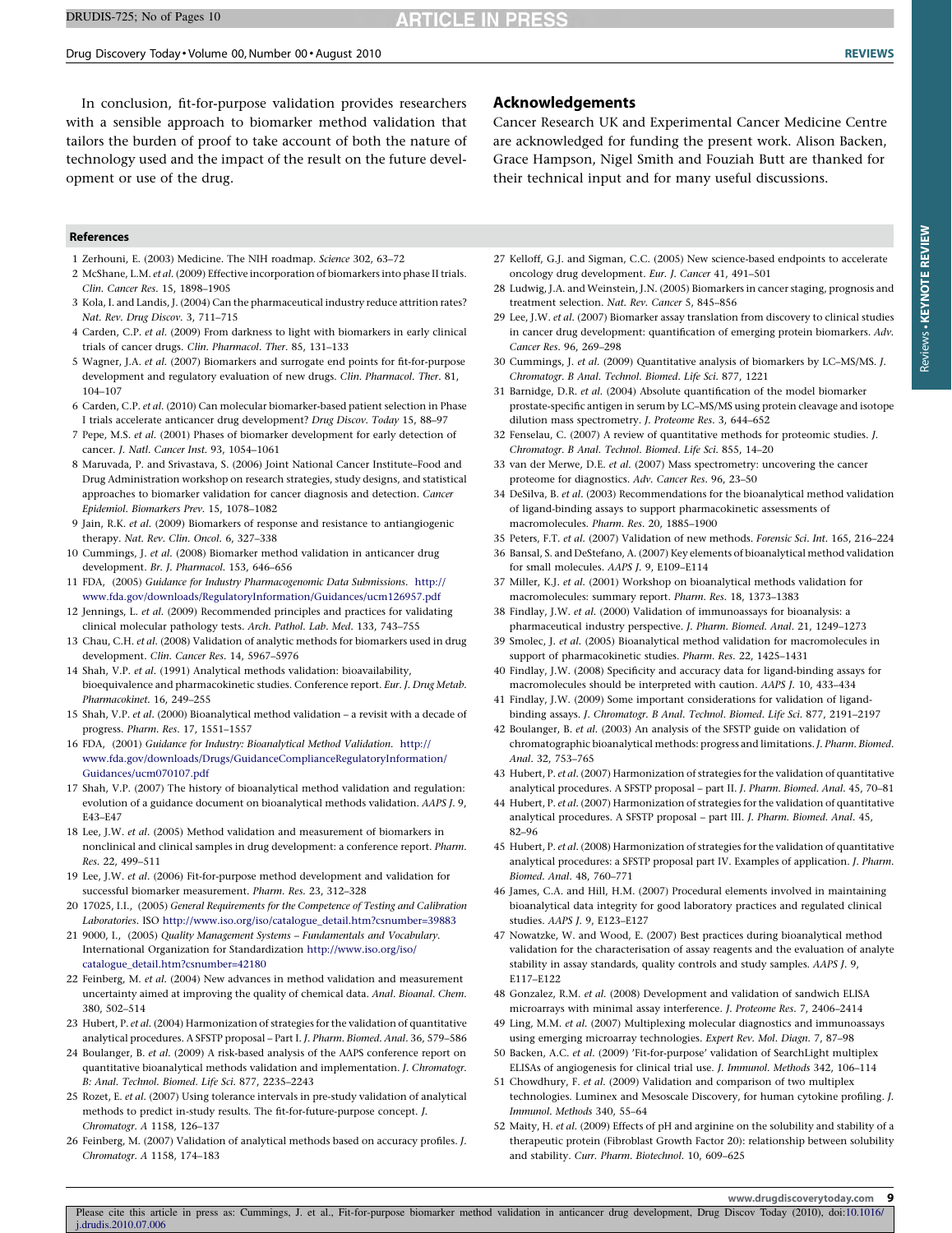In conclusion, fit-for-purpose validation provides researchers with a sensible approach to biomarker method validation that tailors the burden of proof to take account of both the nature of technology used and the impact of the result on the future development or use of the drug.

## Acknowledgements

Cancer Research UK and Experimental Cancer Medicine Centre are acknowledged for funding the present work. Alison Backen, Grace Hampson, Nigel Smith and Fouziah Butt are thanked for their technical input and for many useful discussions.

## References

1 Zerhouni, E. (2003) Medicine. The NIH roadmap. *Science* 302, 63–72
2 McShane, L.M. *et al.* (2009) Effective incorporation of biomarkers into phase II trials. *Clin. Cancer Res.* 15, 1898–1905
3 Kola, I. and Landis, J. (2004) Can the pharmaceutical industry reduce attrition rates? *Nat. Rev. Drug Discov.* 3, 711–715
4 Carden, C.P. *et al.* (2009) From darkness to light with biomarkers in early clinical trials of cancer drugs. *Clin. Pharmacol. Ther.* 85, 131–133
5 Wagner, J.A. *et al.* (2007) Biomarkers and surrogate end points for fit-for-purpose development and regulatory evaluation of new drugs. *Clin. Pharmacol. Ther.* 81, 104–107
6 Carden, C.P. *et al.* (2010) Can molecular biomarker-based patient selection in Phase I trials accelerate anticancer drug development? *Drug Discov. Today* 15, 88–97
7 Pepe, M.S. *et al.* (2001) Phases of biomarker development for early detection of cancer. *J. Natl. Cancer Inst.* 93, 1054–1061
8 Maruvada, P. and Srivastava, S. (2006) Joint National Cancer Institute–Food and Drug Administration workshop on research strategies, study designs, and statistical approaches to biomarker validation for cancer diagnosis and detection. *Cancer Epidemiol. Biomarkers Prev.* 15, 1078–1082
9 Jain, R.K. *et al.* (2009) Biomarkers of response and resistance to antiangiogenic therapy. *Nat. Rev. Clin. Oncol.* 6, 327–338
10 Cummings, J. *et al.* (2008) Biomarker method validation in anticancer drug development. *Br. J. Pharmacol.* 153, 646–656
11 FDA, (2005) *Guidance for Industry Pharmacogenomic Data Submissions.* http://www.fda.gov/downloads/RegulatoryInformation/Guidances/ucm126957.pdf
12 Jennings, L. *et al.* (2009) Recommended principles and practices for validating clinical molecular pathology tests. *Arch. Pathol. Lab. Med.* 133, 743–755
13 Chau, C.H. *et al.* (2008) Validation of analytic methods for biomarkers used in drug development. *Clin. Cancer Res.* 14, 5967–5976
14 Shah, V.P. *et al.* (1991) Analytical methods validation: bioavailability, bioequivalence and pharmacokinetic studies. Conference report. *Eur. J. Drug Metab. Pharmacokinet.* 16, 249–255
15 Shah, V.P. *et al.* (2000) Bioanalytical method validation – a revisit with a decade of progress. *Pharm. Res.* 17, 1551–1557
16 FDA, (2001) *Guidance for Industry: Bioanalytical Method Validation.* http://www.fda.gov/downloads/Drugs/GuidanceComplianceRegulatoryInformation/Guidances/ucm070107.pdf
17 Shah, V.P. (2007) The history of bioanalytical method validation and regulation: evolution of a guidance document on bioanalytical methods validation. *AAPS J.* 9, E43–E47
18 Lee, J.W. *et al.* (2005) Method validation and measurement of biomarkers in nonclinical and clinical samples in drug development: a conference report. *Pharm. Res.* 22, 499–511
19 Lee, J.W. *et al.* (2006) Fit-for-purpose method development and validation for successful biomarker measurement. *Pharm. Res.* 23, 312–328
20 17025, I.I., (2005) *General Requirements for the Competence of Testing and Calibration Laboratories*. ISO http://www.iso.org/iso/catalogue_detail.htm?csnumber=39883
21 9000, I., (2005) *Quality Management Systems – Fundamentals and Vocabulary*. International Organization for Standardization http://www.iso.org/iso/catalogue_detail.htm?csnumber=42180
22 Feinberg, M. *et al.* (2004) New advances in method validation and measurement uncertainty aimed at improving the quality of chemical data. *Anal. Bioanal. Chem.* 380, 502–514
23 Hubert, P. *et al.* (2004) Harmonization of strategies for the validation of quantitative analytical procedures. A SFSTP proposal – Part I. *J. Pharm. Biomed. Anal.* 36, 579–586
24 Boulanger, B. *et al.* (2009) A risk-based analysis of the AAPS conference report on quantitative bioanalytical methods validation and implementation. *J. Chromatogr. B: Anal. Technol. Biomed. Life Sci.* 877, 2235–2243
25 Rozet, E. *et al.* (2007) Using tolerance intervals in pre-study validation of analytical methods to predict in-study results. The fit-for-future-purpose concept. *J. Chromatogr. A* 1158, 126–137
26 Feinberg, M. (2007) Validation of analytical methods based on accuracy profiles. *J. Chromatogr. A* 1158, 174–183
27 Kelloff, G.J. and Sigman, C.C. (2005) New science-based endpoints to accelerate oncology drug development. *Eur. J. Cancer* 41, 491–501
28 Ludwig, J.A. and Weinstein, J.N. (2005) Biomarkers in cancer staging, prognosis and treatment selection. *Nat. Rev. Cancer* 5, 845–856
29 Lee, J.W. *et al.* (2007) Biomarker assay translation from discovery to clinical studies in cancer drug development: quantification of emerging protein biomarkers. *Adv. Cancer Res.* 96, 269–298
30 Cummings, J. *et al.* (2009) Quantitative analysis of biomarkers by LC–MS/MS. *J. Chromatogr. B Anal. Technol. Biomed. Life Sci.* 877, 1221
31 Barnidge, D.R. *et al.* (2004) Absolute quantification of the model biomarker prostate-specific antigen in serum by LC–MS/MS using protein cleavage and isotope dilution mass spectrometry. *J. Proteome Res.* 3, 644–652
32 Fenselau, C. (2007) A review of quantitative methods for proteomic studies. *J. Chromatogr. B Anal. Technol. Biomed. Life Sci.* 855, 14–20
33 van der Merwe, D.E. *et al.* (2007) Mass spectrometry: uncovering the cancer proteome for diagnostics. *Adv. Cancer Res.* 96, 23–50
34 DeSilva, B. *et al.* (2003) Recommendations for the bioanalytical method validation of ligand-binding assays to support pharmacokinetic assessments of macromolecules. *Pharm. Res.* 20, 1885–1900
35 Peters, F.T. *et al.* (2007) Validation of new methods. *Forensic Sci. Int.* 165, 216–224
36 Bansal, S. and DeStefano, A. (2007) Key elements of bioanalytical method validation for small molecules. *AAPS J.* 9, E109–E114
37 Miller, K.J. *et al.* (2001) Workshop on bioanalytical methods validation for macromolecules: summary report. *Pharm. Res.* 18, 1373–1383
38 Findlay, J.W. *et al.* (2000) Validation of immunoassays for bioanalysis: a pharmaceutical industry perspective. *J. Pharm. Biomed. Anal.* 21, 1249–1273
39 Smolec, J. *et al.* (2005) Bioanalytical method validation for macromolecules in support of pharmacokinetic studies. *Pharm. Res.* 22, 1425–1431
40 Findlay, J.W. (2008) Specificity and accuracy data for ligand-binding assays for macromolecules should be interpreted with caution. *AAPS J.* 10, 433–434
41 Findlay, J.W. (2009) Some important considerations for validation of ligand-binding assays. *J. Chromatogr. B Anal. Technol. Biomed. Life Sci.* 877, 2191–2197
42 Boulanger, B. *et al.* (2003) An analysis of the SFSTP guide on validation of chromatographic bioanalytical methods: progress and limitations. *J. Pharm. Biomed. Anal.* 32, 753–765
43 Hubert, P. *et al.* (2007) Harmonization of strategies for the validation of quantitative analytical procedures. A SFSTP proposal – part II. *J. Pharm. Biomed. Anal.* 45, 70–81
44 Hubert, P. *et al.* (2007) Harmonization of strategies for the validation of quantitative analytical procedures. A SFSTP proposal – part III. *J. Pharm. Biomed. Anal.* 45, 82–96
45 Hubert, P. *et al.* (2008) Harmonization of strategies for the validation of quantitative analytical procedures: a SFSTP proposal part IV. Examples of application. *J. Pharm. Biomed. Anal.* 48, 760–771
46 James, C.A. and Hill, H.M. (2007) Procedural elements involved in maintaining bioanalytical data integrity for good laboratory practices and regulated clinical studies. *AAPS J.* 9, E123–E127
47 Nowatzke, W. and Wood, E. (2007) Best practices during bioanalytical method validation for the characterisation of assay reagents and the evaluation of analyte stability in assay standards, quality controls and study samples. *AAPS J.* 9, E117–E122
48 Gonzalez, R.M. *et al.* (2008) Development and validation of sandwich ELISA microarrays with minimal assay interference. *J. Proteome Res.* 7, 2406–2414
49 Ling, M.M. *et al.* (2007) Multiplexing molecular diagnostics and immunoassays using emerging microarray technologies. *Expert Rev. Mol. Diagn.* 7, 87–98
50 Backen, A.C. *et al.* (2009) 'Fit-for-purpose' validation of SearchLight multiplex ELISAs of angiogenesis for clinical trial use. *J. Immunol. Methods* 342, 106–114
51 Chowdhury, F. *et al.* (2009) Validation and comparison of two multiplex technologies. Luminex and Mesoscale Discovery, for human cytokine profiling. *J. Immunol. Methods* 340, 55–64
52 Maity, H. *et al.* (2009) Effects of pH and arginine on the solubility and stability of a therapeutic protein (Fibroblast Growth Factor 20): relationship between solubility and stability. *Curr. Pharm. Biotechnol.* 10, 609–625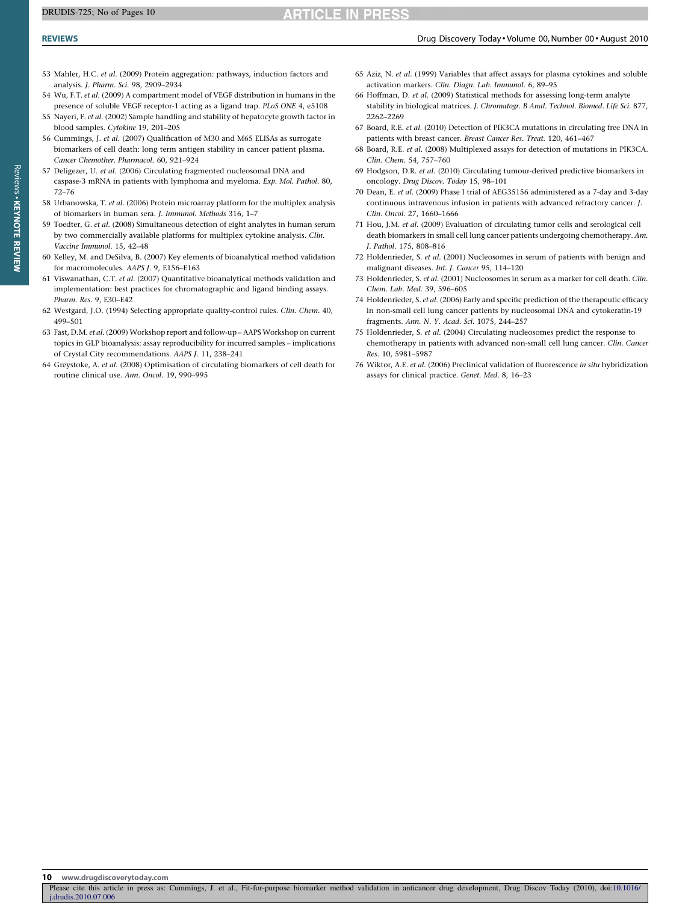53 Mahler, H.C. *et al.* (2009) Protein aggregation: pathways, induction factors and analysis. *J. Pharm. Sci.* 98, 2909–2934

54 Wu, F.T. *et al.* (2009) A compartment model of VEGF distribution in humans in the presence of soluble VEGF receptor-1 acting as a ligand trap. *PLoS ONE* 4, e5108

55 Nayeri, F. *et al.* (2002) Sample handling and stability of hepatocyte growth factor in blood samples. *Cytokine* 19, 201–205

56 Cummings, J. *et al.* (2007) Qualification of M30 and M65 ELISAs as surrogate biomarkers of cell death: long term antigen stability in cancer patient plasma. *Cancer Chemother. Pharmacol.* 60, 921–924

57 Deligezer, U. *et al.* (2006) Circulating fragmented nucleosomal DNA and caspase-3 mRNA in patients with lymphoma and myeloma. *Exp. Mol. Pathol.* 80, 72–76

58 Urbanowska, T. *et al.* (2006) Protein microarray platform for the multiplex analysis of biomarkers in human sera. *J. Immunol. Methods* 316, 1–7

59 Toedter, G. *et al.* (2008) Simultaneous detection of eight analytes in human serum by two commercially available platforms for multiplex cytokine analysis. *Clin. Vaccine Immunol.* 15, 42–48

60 Kelley, M. and DeSilva, B. (2007) Key elements of bioanalytical method validation for macromolecules. *AAPS J.* 9, E156–E163

61 Viswanathan, C.T. *et al.* (2007) Quantitative bioanalytical methods validation and implementation: best practices for chromatographic and ligand binding assays. *Pharm. Res.* 9, E30–E42

62 Westgard, J.O. (1994) Selecting appropriate quality-control rules. *Clin. Chem.* 40, 499–501

63 Fast, D.M. *et al.* (2009) Workshop report and follow-up – AAPS Workshop on current topics in GLP bioanalysis: assay reproducibility for incurred samples – implications of Crystal City recommendations. *AAPS J.* 11, 238–241

64 Greystoke, A. *et al.* (2008) Optimisation of circulating biomarkers of cell death for routine clinical use. *Ann. Oncol.* 19, 990–995

65 Aziz, N. *et al.* (1999) Variables that affect assays for plasma cytokines and soluble activation markers. *Clin. Diagn. Lab. Immunol.* 6, 89–95

66 Hoffman, D. *et al.* (2009) Statistical methods for assessing long-term analyte stability in biological matrices. *J. Chromatogr. B Anal. Technol. Biomed. Life Sci.* 877, 2262–2269

67 Board, R.E. *et al.* (2010) Detection of PIK3CA mutations in circulating free DNA in patients with breast cancer. *Breast Cancer Res. Treat.* 120, 461–467

68 Board, R.E. *et al.* (2008) Multiplexed assays for detection of mutations in PIK3CA. *Clin. Chem.* 54, 757–760

69 Hodgson, D.R. *et al.* (2010) Circulating tumour-derived predictive biomarkers in oncology. *Drug Discov. Today* 15, 98–101

70 Dean, E. *et al.* (2009) Phase I trial of AEG35156 administered as a 7-day and 3-day continuous intravenous infusion in patients with advanced refractory cancer. *J. Clin. Oncol.* 27, 1660–1666

71 Hou, J.M. *et al.* (2009) Evaluation of circulating tumor cells and serological cell death biomarkers in small cell lung cancer patients undergoing chemotherapy. *Am. J. Pathol.* 175, 808–816

72 Holdenrieder, S. *et al.* (2001) Nucleosomes in serum of patients with benign and malignant diseases. *Int. J. Cancer* 95, 114–120

73 Holdenrieder, S. *et al.* (2001) Nucleosomes in serum as a marker for cell death. *Clin. Chem. Lab. Med.* 39, 596–605

74 Holdenrieder, S. *et al.* (2006) Early and specific prediction of the therapeutic efficacy in non-small cell lung cancer patients by nucleosomal DNA and cytokeratin-19 fragments. *Ann. N. Y. Acad. Sci.* 1075, 244–257

75 Holdenrieder, S. *et al.* (2004) Circulating nucleosomes predict the response to chemotherapy in patients with advanced non-small cell lung cancer. *Clin. Cancer Res.* 10, 5981–5987

76 Wiktor, A.E. *et al.* (2006) Preclinical validation of fluorescence *in situ* hybridization assays for clinical practice. *Genet. Med.* 8, 16–23